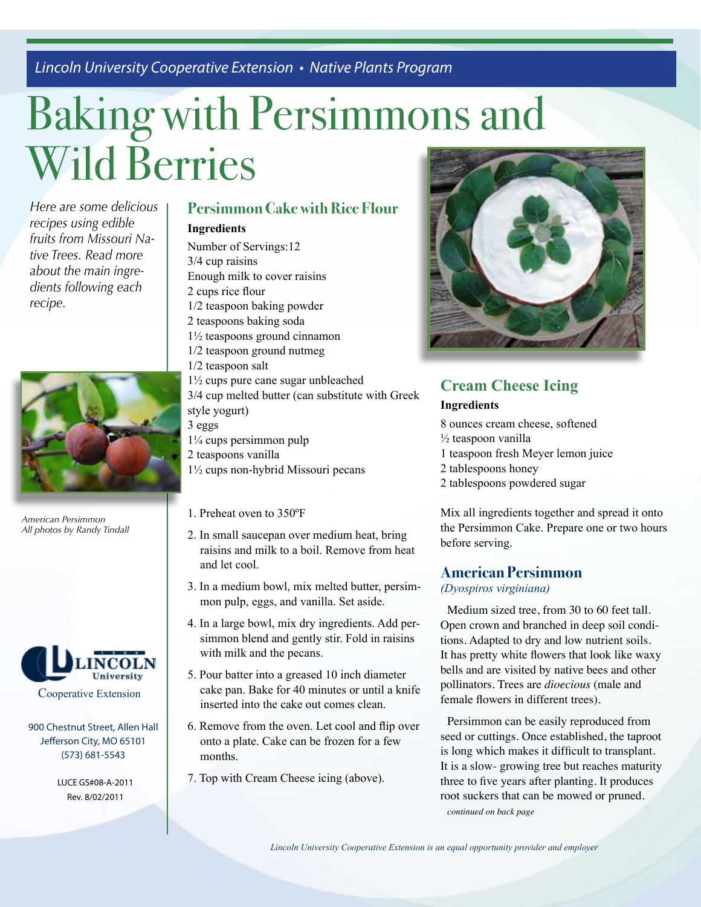*Lincoln University Cooperative Extension • Native Plants Program*

# Baking with Persimmons and Wild Berries

*Here are some delicious recipes using edible fruits from Missouri Native Trees. Read more about the main ingredients following each recipe.*

*American Persimmon*
*All photos by Randy Tindall*

Lincoln University
Cooperative Extension

900 Chestnut Street, Allen Hall
Jefferson City, MO 65101
(573) 681-5543

LUCE GS#08-A-2011
Rev. 8/02/2011

## Persimmon Cake with Rice Flour

**Ingredients**

Number of Servings:12
3/4 cup raisins
Enough milk to cover raisins
2 cups rice flour
1/2 teaspoon baking powder
2 teaspoons baking soda
1½ teaspoons ground cinnamon
1/2 teaspoon ground nutmeg
1/2 teaspoon salt
1½ cups pure cane sugar unbleached
3/4 cup melted butter (can substitute with Greek style yogurt)
3 eggs
1¼ cups persimmon pulp
2 teaspoons vanilla
1½ cups non-hybrid Missouri pecans

1. Preheat oven to 350ºF
2. In small saucepan over medium heat, bring raisins and milk to a boil. Remove from heat and let cool.
3. In a medium bowl, mix melted butter, persimmon pulp, eggs, and vanilla. Set aside.
4. In a large bowl, mix dry ingredients. Add persimmon blend and gently stir. Fold in raisins with milk and the pecans.
5. Pour batter into a greased 10 inch diameter cake pan. Bake for 40 minutes or until a knife inserted into the cake out comes clean.
6. Remove from the oven. Let cool and flip over onto a plate. Cake can be frozen for a few months.
7. Top with Cream Cheese icing (above).

## Cream Cheese Icing

**Ingredients**

8 ounces cream cheese, softened
½ teaspoon vanilla
1 teaspoon fresh Meyer lemon juice
2 tablespoons honey
2 tablespoons powdered sugar

Mix all ingredients together and spread it onto the Persimmon Cake. Prepare one or two hours before serving.

## American Persimmon

*(Dyospiros virginiana)*

Medium sized tree, from 30 to 60 feet tall. Open crown and branched in deep soil conditions. Adapted to dry and low nutrient soils. It has pretty white flowers that look like waxy bells and are visited by native bees and other pollinators. Trees are *dioecious* (male and female flowers in different trees).

Persimmon can be easily reproduced from seed or cuttings. Once established, the taproot is long which makes it difficult to transplant. It is a slow- growing tree but reaches maturity three to five years after planting. It produces root suckers that can be mowed or pruned.

*continued on back page*

*Lincoln University Cooperative Extension is an equal opportunity provider and employer*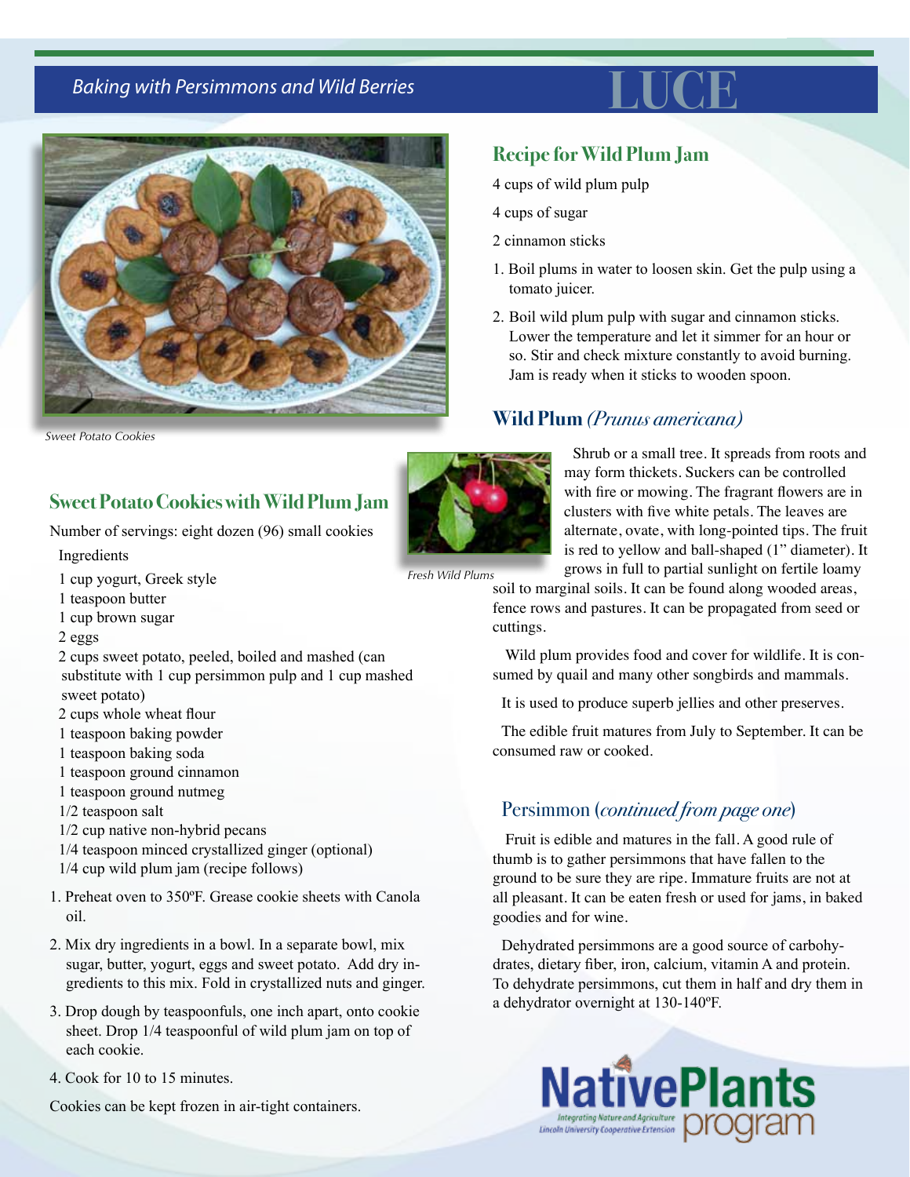Sweet Potato Cookies

## Sweet Potato Cookies with Wild Plum Jam

Number of servings: eight dozen (96) small cookies

Ingredients

- 1 cup yogurt, Greek style
- 1 teaspoon butter
- 1 cup brown sugar
- 2 eggs
- 2 cups sweet potato, peeled, boiled and mashed (can substitute with 1 cup persimmon pulp and 1 cup mashed sweet potato)
- 2 cups whole wheat flour
- 1 teaspoon baking powder
- 1 teaspoon baking soda
- 1 teaspoon ground cinnamon
- 1 teaspoon ground nutmeg
- 1/2 teaspoon salt
- 1/2 cup native non-hybrid pecans
- 1/4 teaspoon minced crystallized ginger (optional)
- 1/4 cup wild plum jam (recipe follows)

1. Preheat oven to 350ºF. Grease cookie sheets with Canola oil.
2. Mix dry ingredients in a bowl. In a separate bowl, mix sugar, butter, yogurt, eggs and sweet potato. Add dry ingredients to this mix. Fold in crystallized nuts and ginger.
3. Drop dough by teaspoonfuls, one inch apart, onto cookie sheet. Drop 1/4 teaspoonful of wild plum jam on top of each cookie.
4. Cook for 10 to 15 minutes.

Cookies can be kept frozen in air-tight containers.

## Recipe for Wild Plum Jam

4 cups of wild plum pulp

4 cups of sugar

2 cinnamon sticks

1. Boil plums in water to loosen skin. Get the pulp using a tomato juicer.
2. Boil wild plum pulp with sugar and cinnamon sticks. Lower the temperature and let it simmer for an hour or so. Stir and check mixture constantly to avoid burning. Jam is ready when it sticks to wooden spoon.

## Wild Plum *(Prunus americana)*

Fresh Wild Plums

Shrub or a small tree. It spreads from roots and may form thickets. Suckers can be controlled with fire or mowing. The fragrant flowers are in clusters with five white petals. The leaves are alternate, ovate, with long-pointed tips. The fruit is red to yellow and ball-shaped (1" diameter). It grows in full to partial sunlight on fertile loamy soil to marginal soils. It can be found along wooded areas, fence rows and pastures. It can be propagated from seed or cuttings.

Wild plum provides food and cover for wildlife. It is consumed by quail and many other songbirds and mammals.

It is used to produce superb jellies and other preserves.

The edible fruit matures from July to September. It can be consumed raw or cooked.

## Persimmon (*continued from page one*)

Fruit is edible and matures in the fall. A good rule of thumb is to gather persimmons that have fallen to the ground to be sure they are ripe. Immature fruits are not at all pleasant. It can be eaten fresh or used for jams, in baked goodies and for wine.

Dehydrated persimmons are a good source of carbohydrates, dietary fiber, iron, calcium, vitamin A and protein. To dehydrate persimmons, cut them in half and dry them in a dehydrator overnight at 130-140ºF.

NativePlants program

Integrating Nature and Agriculture

Lincoln University Cooperative Extension